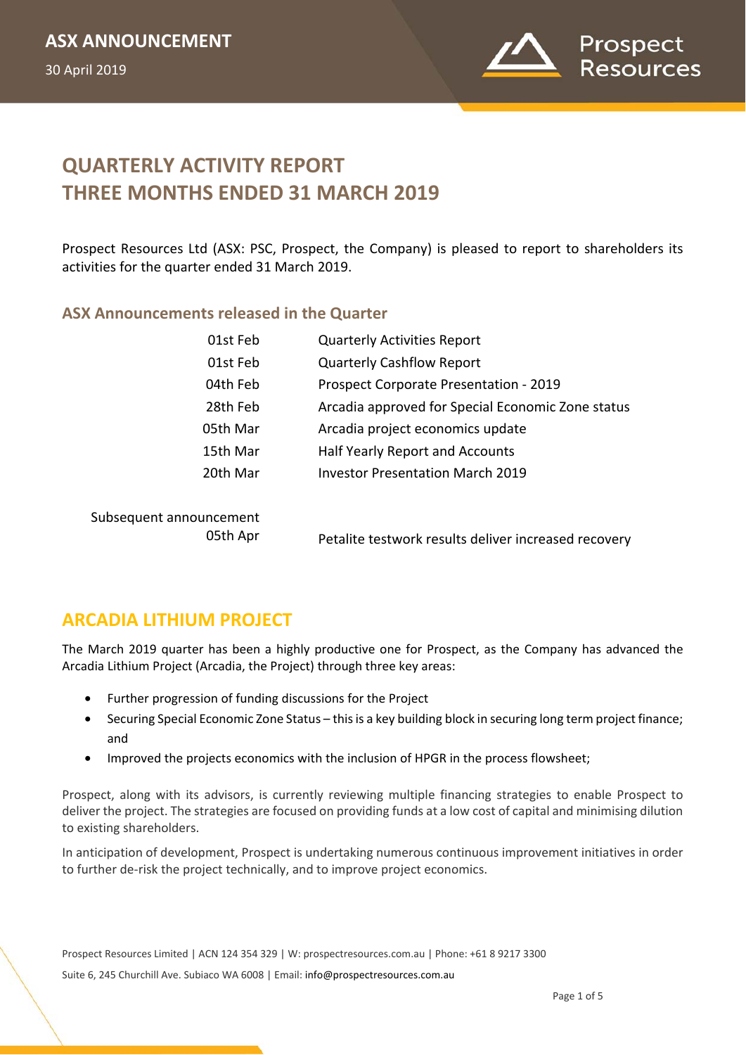**ASX ANNOUNCEMENT**

30 April 2019

# QUARTERLY ACTIVITY REPORT
# THREE MONTHS ENDED 31 MARCH 2019

Prospect Resources Ltd (ASX: PSC, Prospect, the Company) is pleased to report to shareholders its activities for the quarter ended 31 March 2019.

## ASX Announcements released in the Quarter

| | |
|---|---|
| 01st Feb | Quarterly Activities Report |
| 01st Feb | Quarterly Cashflow Report |
| 04th Feb | Prospect Corporate Presentation - 2019 |
| 28th Feb | Arcadia approved for Special Economic Zone status |
| 05th Mar | Arcadia project economics update |
| 15th Mar | Half Yearly Report and Accounts |
| 20th Mar | Investor Presentation March 2019 |
| Subsequent announcement | |
| 05th Apr | Petalite testwork results deliver increased recovery |

## ARCADIA LITHIUM PROJECT

The March 2019 quarter has been a highly productive one for Prospect, as the Company has advanced the Arcadia Lithium Project (Arcadia, the Project) through three key areas:

- Further progression of funding discussions for the Project
- Securing Special Economic Zone Status – this is a key building block in securing long term project finance; and
- Improved the projects economics with the inclusion of HPGR in the process flowsheet;

Prospect, along with its advisors, is currently reviewing multiple financing strategies to enable Prospect to deliver the project. The strategies are focused on providing funds at a low cost of capital and minimising dilution to existing shareholders.

In anticipation of development, Prospect is undertaking numerous continuous improvement initiatives in order to further de-risk the project technically, and to improve project economics.

Prospect Resources Limited | ACN 124 354 329 | W: prospectresources.com.au | Phone: +61 8 9217 3300

Suite 6, 245 Churchill Ave. Subiaco WA 6008 | Email: info@prospectresources.com.au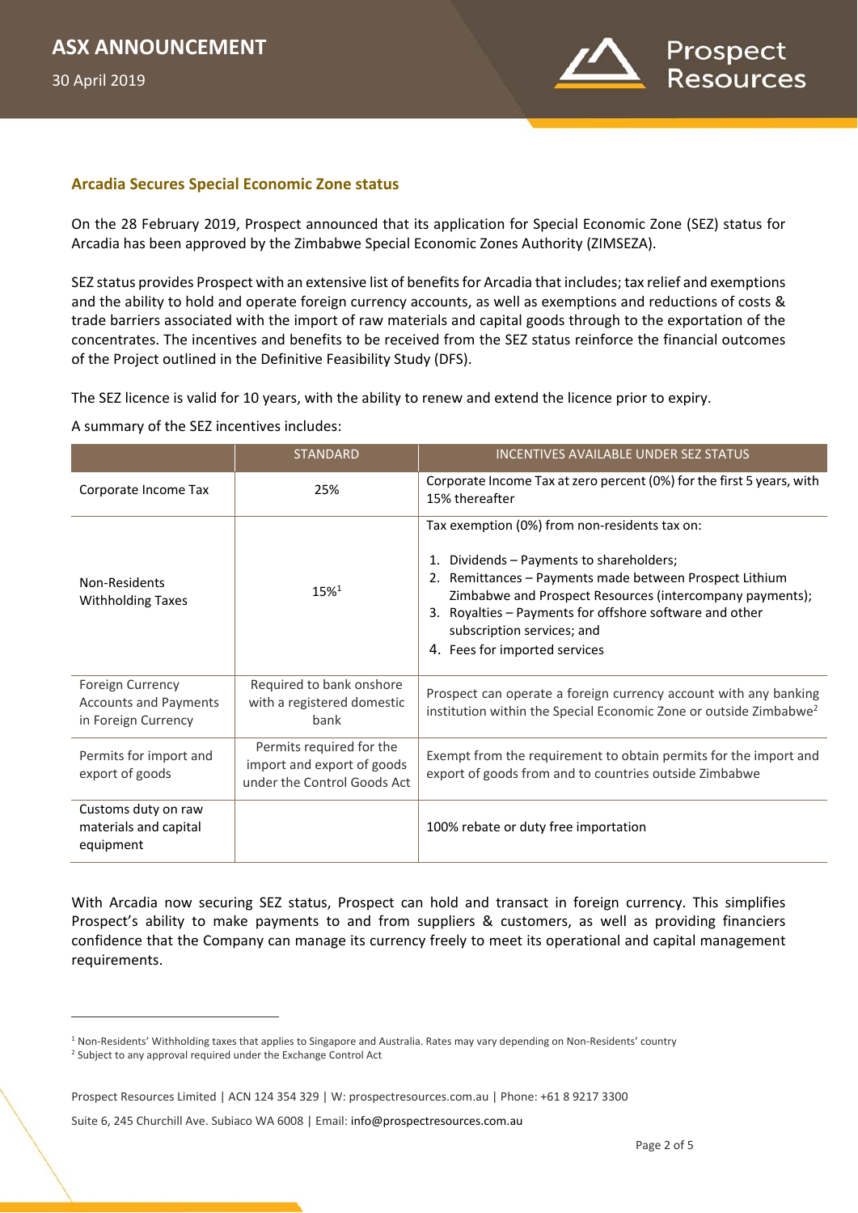## Arcadia Secures Special Economic Zone status

On the 28 February 2019, Prospect announced that its application for Special Economic Zone (SEZ) status for Arcadia has been approved by the Zimbabwe Special Economic Zones Authority (ZIMSEZA).

SEZ status provides Prospect with an extensive list of benefits for Arcadia that includes; tax relief and exemptions and the ability to hold and operate foreign currency accounts, as well as exemptions and reductions of costs & trade barriers associated with the import of raw materials and capital goods through to the exportation of the concentrates. The incentives and benefits to be received from the SEZ status reinforce the financial outcomes of the Project outlined in the Definitive Feasibility Study (DFS).

The SEZ licence is valid for 10 years, with the ability to renew and extend the licence prior to expiry.

A summary of the SEZ incentives includes:

| | STANDARD | INCENTIVES AVAILABLE UNDER SEZ STATUS |
|---|---|---|
| Corporate Income Tax | 25% | Corporate Income Tax at zero percent (0%) for the first 5 years, with 15% thereafter |
| Non-Residents Withholding Taxes | 15%[1] | Tax exemption (0%) from non-residents tax on:<br><br>1. Dividends – Payments to shareholders;<br>2. Remittances – Payments made between Prospect Lithium Zimbabwe and Prospect Resources (intercompany payments);<br>3. Royalties – Payments for offshore software and other subscription services; and<br>4. Fees for imported services |
| Foreign Currency Accounts and Payments in Foreign Currency | Required to bank onshore with a registered domestic bank | Prospect can operate a foreign currency account with any banking institution within the Special Economic Zone or outside Zimbabwe[2] |
| Permits for import and export of goods | Permits required for the import and export of goods under the Control Goods Act | Exempt from the requirement to obtain permits for the import and export of goods from and to countries outside Zimbabwe |
| Customs duty on raw materials and capital equipment | | 100% rebate or duty free importation |

With Arcadia now securing SEZ status, Prospect can hold and transact in foreign currency. This simplifies Prospect's ability to make payments to and from suppliers & customers, as well as providing financiers confidence that the Company can manage its currency freely to meet its operational and capital management requirements.

[1] Non-Residents' Withholding taxes that applies to Singapore and Australia. Rates may vary depending on Non-Residents' country

[2] Subject to any approval required under the Exchange Control Act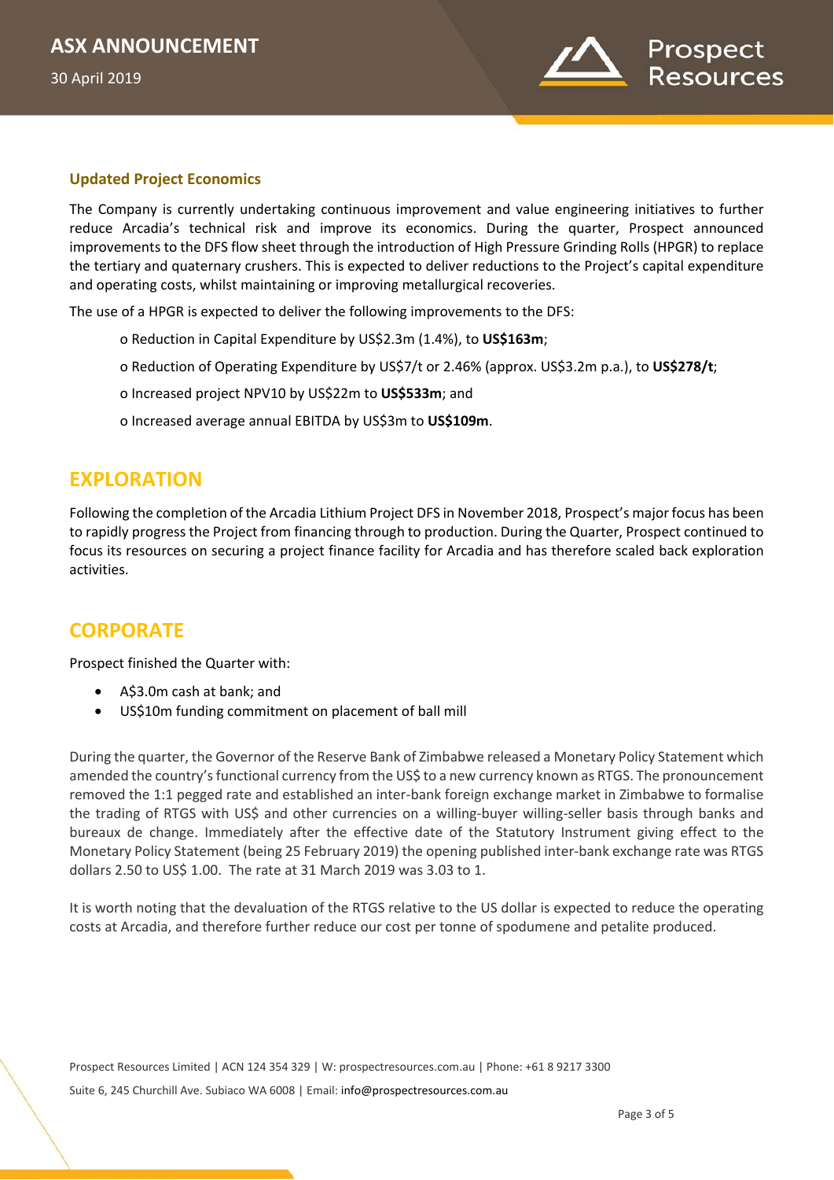### Updated Project Economics

The Company is currently undertaking continuous improvement and value engineering initiatives to further reduce Arcadia's technical risk and improve its economics. During the quarter, Prospect announced improvements to the DFS flow sheet through the introduction of High Pressure Grinding Rolls (HPGR) to replace the tertiary and quaternary crushers. This is expected to deliver reductions to the Project's capital expenditure and operating costs, whilst maintaining or improving metallurgical recoveries.

The use of a HPGR is expected to deliver the following improvements to the DFS:

- Reduction in Capital Expenditure by US$2.3m (1.4%), to **US$163m**;
- Reduction of Operating Expenditure by US$7/t or 2.46% (approx. US$3.2m p.a.), to **US$278/t**;
- Increased project NPV10 by US$22m to **US$533m**; and
- Increased average annual EBITDA by US$3m to **US$109m**.

## EXPLORATION

Following the completion of the Arcadia Lithium Project DFS in November 2018, Prospect's major focus has been to rapidly progress the Project from financing through to production. During the Quarter, Prospect continued to focus its resources on securing a project finance facility for Arcadia and has therefore scaled back exploration activities.

## CORPORATE

Prospect finished the Quarter with:

- A$3.0m cash at bank; and
- US$10m funding commitment on placement of ball mill

During the quarter, the Governor of the Reserve Bank of Zimbabwe released a Monetary Policy Statement which amended the country's functional currency from the US$ to a new currency known as RTGS. The pronouncement removed the 1:1 pegged rate and established an inter-bank foreign exchange market in Zimbabwe to formalise the trading of RTGS with US$ and other currencies on a willing-buyer willing-seller basis through banks and bureaux de change. Immediately after the effective date of the Statutory Instrument giving effect to the Monetary Policy Statement (being 25 February 2019) the opening published inter-bank exchange rate was RTGS dollars 2.50 to US$ 1.00. The rate at 31 March 2019 was 3.03 to 1.

It is worth noting that the devaluation of the RTGS relative to the US dollar is expected to reduce the operating costs at Arcadia, and therefore further reduce our cost per tonne of spodumene and petalite produced.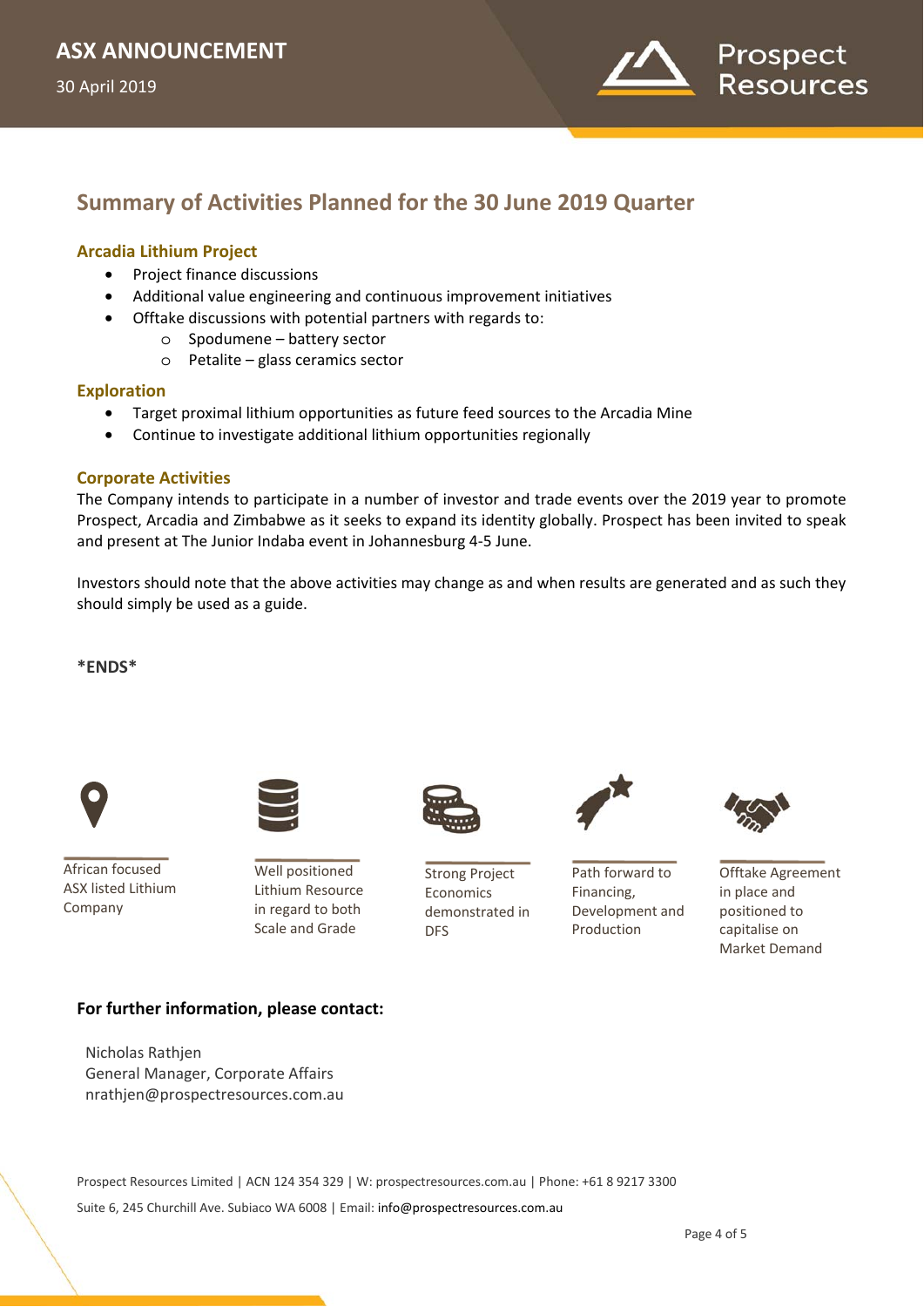## Summary of Activities Planned for the 30 June 2019 Quarter

### Arcadia Lithium Project

- Project finance discussions
- Additional value engineering and continuous improvement initiatives
- Offtake discussions with potential partners with regards to:
  - Spodumene – battery sector
  - Petalite – glass ceramics sector

### Exploration

- Target proximal lithium opportunities as future feed sources to the Arcadia Mine
- Continue to investigate additional lithium opportunities regionally

### Corporate Activities

The Company intends to participate in a number of investor and trade events over the 2019 year to promote Prospect, Arcadia and Zimbabwe as it seeks to expand its identity globally. Prospect has been invited to speak and present at The Junior Indaba event in Johannesburg 4-5 June.

Investors should note that the above activities may change as and when results are generated and as such they should simply be used as a guide.

**\*ENDS\***

African focused ASX listed Lithium Company

Well positioned Lithium Resource in regard to both Scale and Grade

Strong Project Economics demonstrated in DFS

Path forward to Financing, Development and Production

Offtake Agreement in place and positioned to capitalise on Market Demand

**For further information, please contact:**

Nicholas Rathjen
General Manager, Corporate Affairs
nrathjen@prospectresources.com.au

Prospect Resources Limited | ACN 124 354 329 | W: prospectresources.com.au | Phone: +61 8 9217 3300
Suite 6, 245 Churchill Ave. Subiaco WA 6008 | Email: info@prospectresources.com.au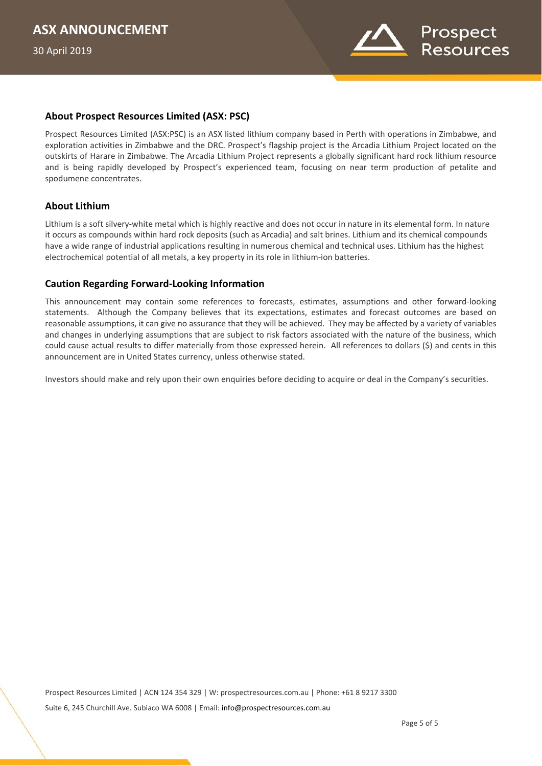## About Prospect Resources Limited (ASX: PSC)

Prospect Resources Limited (ASX:PSC) is an ASX listed lithium company based in Perth with operations in Zimbabwe, and exploration activities in Zimbabwe and the DRC. Prospect's flagship project is the Arcadia Lithium Project located on the outskirts of Harare in Zimbabwe. The Arcadia Lithium Project represents a globally significant hard rock lithium resource and is being rapidly developed by Prospect's experienced team, focusing on near term production of petalite and spodumene concentrates.

## About Lithium

Lithium is a soft silvery-white metal which is highly reactive and does not occur in nature in its elemental form. In nature it occurs as compounds within hard rock deposits (such as Arcadia) and salt brines. Lithium and its chemical compounds have a wide range of industrial applications resulting in numerous chemical and technical uses. Lithium has the highest electrochemical potential of all metals, a key property in its role in lithium-ion batteries.

## Caution Regarding Forward-Looking Information

This announcement may contain some references to forecasts, estimates, assumptions and other forward-looking statements. Although the Company believes that its expectations, estimates and forecast outcomes are based on reasonable assumptions, it can give no assurance that they will be achieved. They may be affected by a variety of variables and changes in underlying assumptions that are subject to risk factors associated with the nature of the business, which could cause actual results to differ materially from those expressed herein. All references to dollars ($) and cents in this announcement are in United States currency, unless otherwise stated.

Investors should make and rely upon their own enquiries before deciding to acquire or deal in the Company's securities.